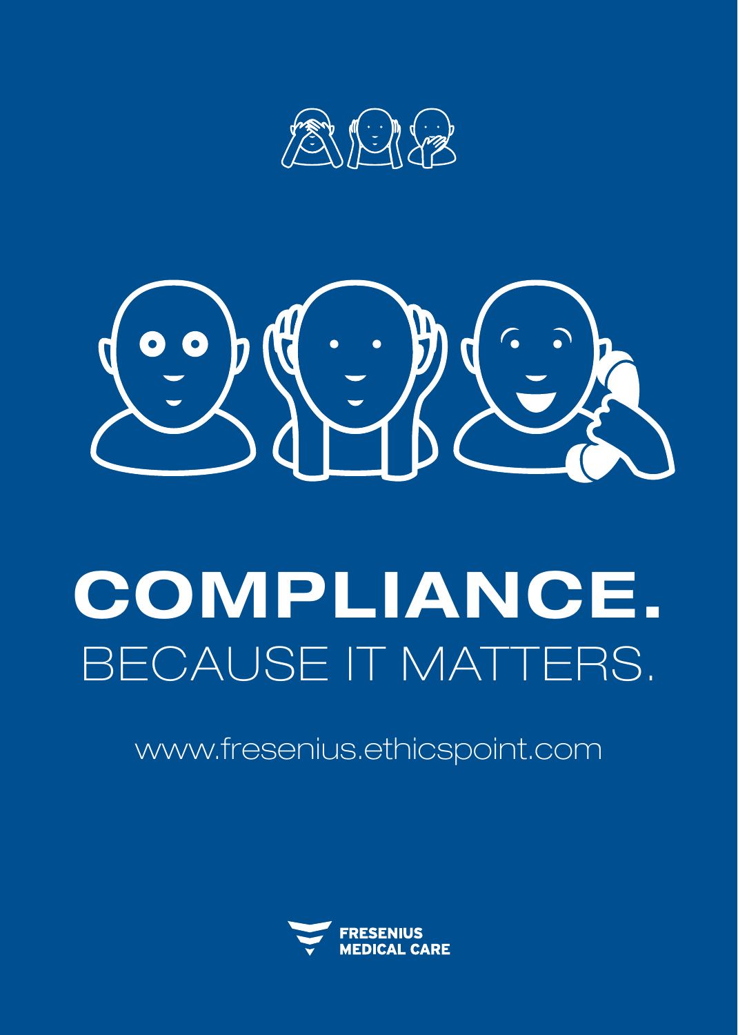# COMPLIANCE.

BECAUSE IT MATTERS.

www.fresenius.ethicspoint.com

FRESENIUS MEDICAL CARE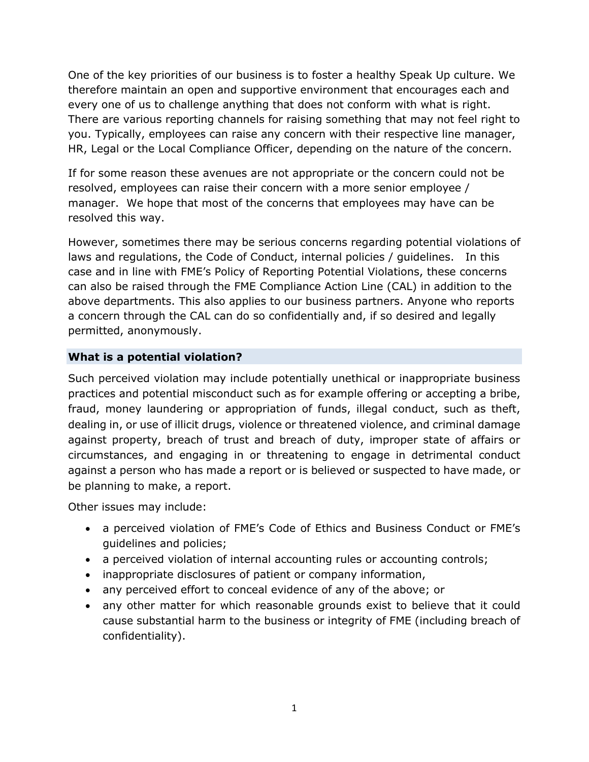One of the key priorities of our business is to foster a healthy Speak Up culture. We therefore maintain an open and supportive environment that encourages each and every one of us to challenge anything that does not conform with what is right. There are various reporting channels for raising something that may not feel right to you. Typically, employees can raise any concern with their respective line manager, HR, Legal or the Local Compliance Officer, depending on the nature of the concern.

If for some reason these avenues are not appropriate or the concern could not be resolved, employees can raise their concern with a more senior employee / manager. We hope that most of the concerns that employees may have can be resolved this way.

However, sometimes there may be serious concerns regarding potential violations of laws and regulations, the Code of Conduct, internal policies / guidelines. In this case and in line with FME's Policy of Reporting Potential Violations, these concerns can also be raised through the FME Compliance Action Line (CAL) in addition to the above departments. This also applies to our business partners. Anyone who reports a concern through the CAL can do so confidentially and, if so desired and legally permitted, anonymously.

## What is a potential violation?

Such perceived violation may include potentially unethical or inappropriate business practices and potential misconduct such as for example offering or accepting a bribe, fraud, money laundering or appropriation of funds, illegal conduct, such as theft, dealing in, or use of illicit drugs, violence or threatened violence, and criminal damage against property, breach of trust and breach of duty, improper state of affairs or circumstances, and engaging in or threatening to engage in detrimental conduct against a person who has made a report or is believed or suspected to have made, or be planning to make, a report.

Other issues may include:

- a perceived violation of FME's Code of Ethics and Business Conduct or FME's guidelines and policies;
- a perceived violation of internal accounting rules or accounting controls;
- inappropriate disclosures of patient or company information,
- any perceived effort to conceal evidence of any of the above; or
- any other matter for which reasonable grounds exist to believe that it could cause substantial harm to the business or integrity of FME (including breach of confidentiality).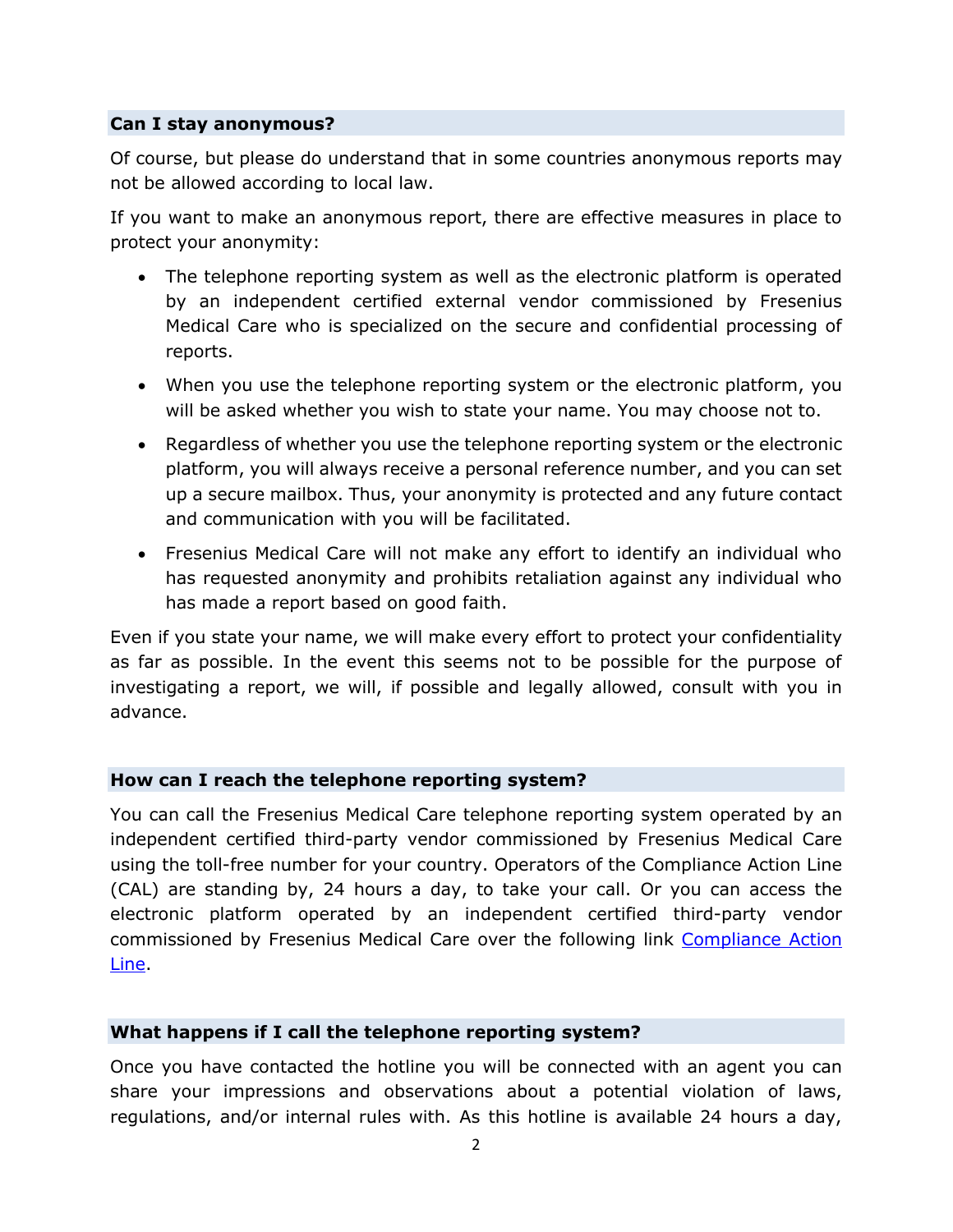### Can I stay anonymous?

Of course, but please do understand that in some countries anonymous reports may not be allowed according to local law.

If you want to make an anonymous report, there are effective measures in place to protect your anonymity:

- The telephone reporting system as well as the electronic platform is operated by an independent certified external vendor commissioned by Fresenius Medical Care who is specialized on the secure and confidential processing of reports.
- When you use the telephone reporting system or the electronic platform, you will be asked whether you wish to state your name. You may choose not to.
- Regardless of whether you use the telephone reporting system or the electronic platform, you will always receive a personal reference number, and you can set up a secure mailbox. Thus, your anonymity is protected and any future contact and communication with you will be facilitated.
- Fresenius Medical Care will not make any effort to identify an individual who has requested anonymity and prohibits retaliation against any individual who has made a report based on good faith.

Even if you state your name, we will make every effort to protect your confidentiality as far as possible. In the event this seems not to be possible for the purpose of investigating a report, we will, if possible and legally allowed, consult with you in advance.

### How can I reach the telephone reporting system?

You can call the Fresenius Medical Care telephone reporting system operated by an independent certified third-party vendor commissioned by Fresenius Medical Care using the toll-free number for your country. Operators of the Compliance Action Line (CAL) are standing by, 24 hours a day, to take your call. Or you can access the electronic platform operated by an independent certified third-party vendor commissioned by Fresenius Medical Care over the following link Compliance Action Line.

### What happens if I call the telephone reporting system?

Once you have contacted the hotline you will be connected with an agent you can share your impressions and observations about a potential violation of laws, regulations, and/or internal rules with. As this hotline is available 24 hours a day,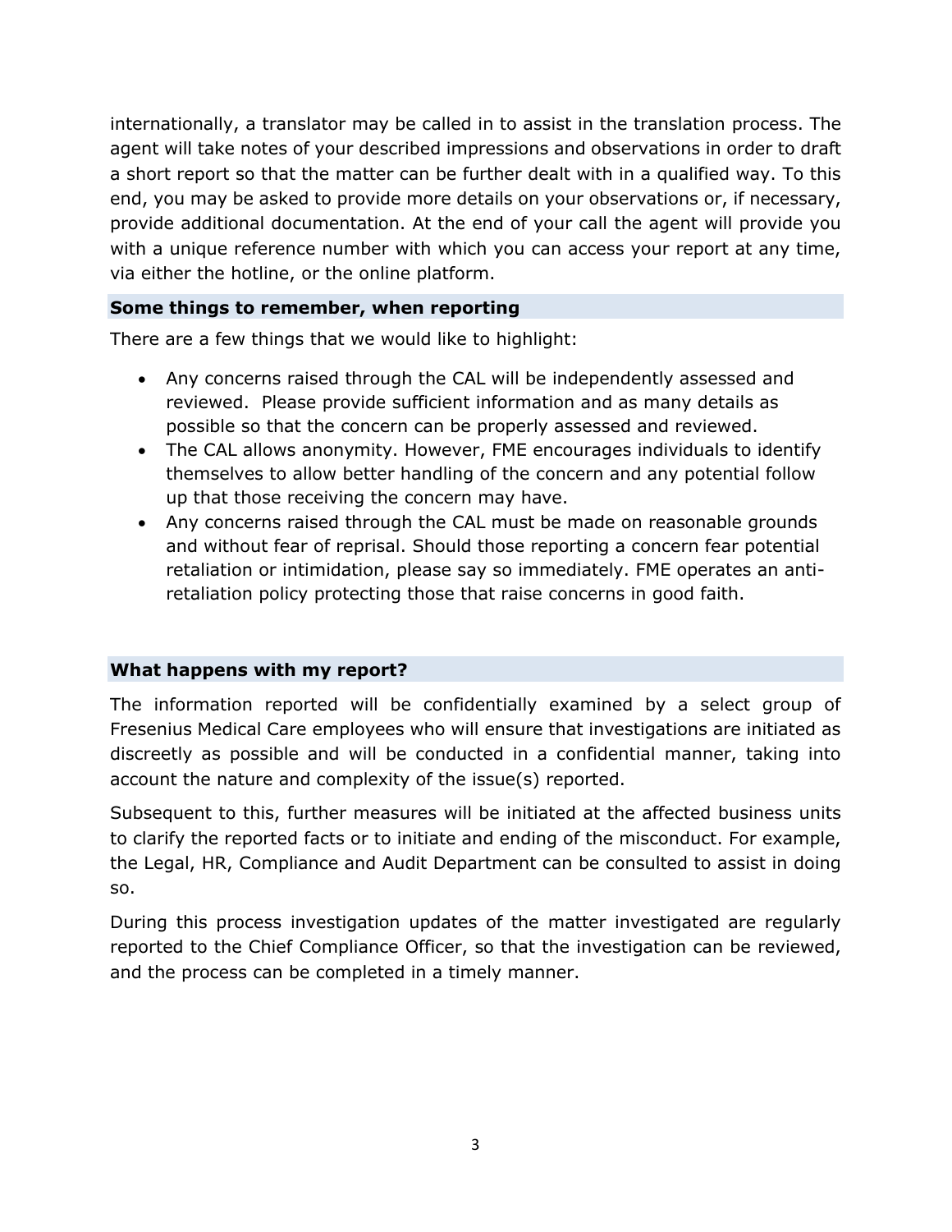internationally, a translator may be called in to assist in the translation process. The agent will take notes of your described impressions and observations in order to draft a short report so that the matter can be further dealt with in a qualified way. To this end, you may be asked to provide more details on your observations or, if necessary, provide additional documentation. At the end of your call the agent will provide you with a unique reference number with which you can access your report at any time, via either the hotline, or the online platform.

## Some things to remember, when reporting

There are a few things that we would like to highlight:

- Any concerns raised through the CAL will be independently assessed and reviewed. Please provide sufficient information and as many details as possible so that the concern can be properly assessed and reviewed.
- The CAL allows anonymity. However, FME encourages individuals to identify themselves to allow better handling of the concern and any potential follow up that those receiving the concern may have.
- Any concerns raised through the CAL must be made on reasonable grounds and without fear of reprisal. Should those reporting a concern fear potential retaliation or intimidation, please say so immediately. FME operates an anti-retaliation policy protecting those that raise concerns in good faith.

## What happens with my report?

The information reported will be confidentially examined by a select group of Fresenius Medical Care employees who will ensure that investigations are initiated as discreetly as possible and will be conducted in a confidential manner, taking into account the nature and complexity of the issue(s) reported.

Subsequent to this, further measures will be initiated at the affected business units to clarify the reported facts or to initiate and ending of the misconduct. For example, the Legal, HR, Compliance and Audit Department can be consulted to assist in doing so.

During this process investigation updates of the matter investigated are regularly reported to the Chief Compliance Officer, so that the investigation can be reviewed, and the process can be completed in a timely manner.